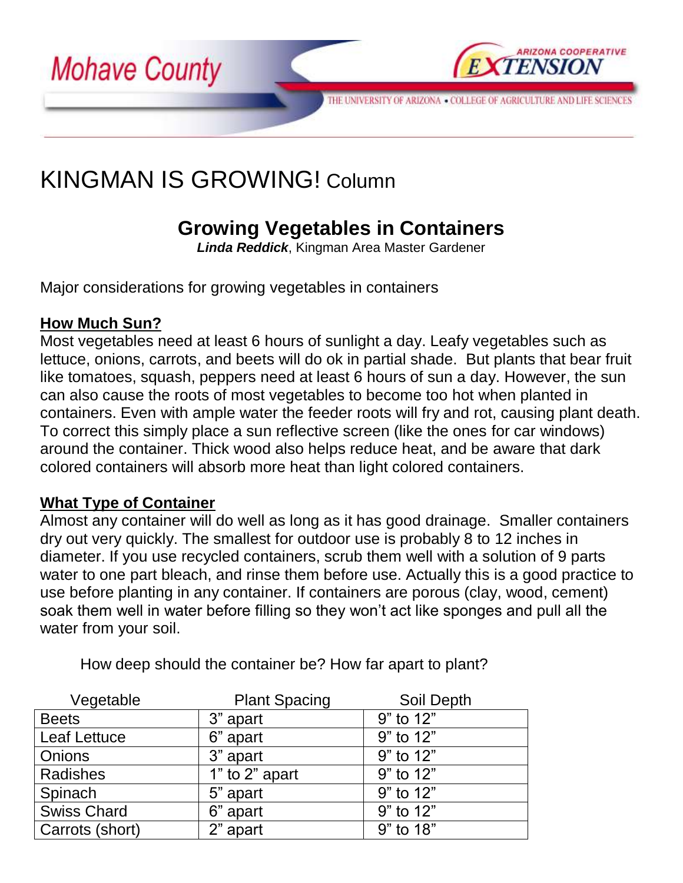Mohave County

ARIZONA COOPERATIVE EXTENSION

THE UNIVERSITY OF ARIZONA • COLLEGE OF AGRICULTURE AND LIFE SCIENCES

# KINGMAN IS GROWING! Column

## Growing Vegetables in Containers

***Linda Reddick***, Kingman Area Master Gardener

Major considerations for growing vegetables in containers

**How Much Sun?**

Most vegetables need at least 6 hours of sunlight a day. Leafy vegetables such as lettuce, onions, carrots, and beets will do ok in partial shade. But plants that bear fruit like tomatoes, squash, peppers need at least 6 hours of sun a day. However, the sun can also cause the roots of most vegetables to become too hot when planted in containers. Even with ample water the feeder roots will fry and rot, causing plant death. To correct this simply place a sun reflective screen (like the ones for car windows) around the container. Thick wood also helps reduce heat, and be aware that dark colored containers will absorb more heat than light colored containers.

**What Type of Container**

Almost any container will do well as long as it has good drainage. Smaller containers dry out very quickly. The smallest for outdoor use is probably 8 to 12 inches in diameter. If you use recycled containers, scrub them well with a solution of 9 parts water to one part bleach, and rinse them before use. Actually this is a good practice to use before planting in any container. If containers are porous (clay, wood, cement) soak them well in water before filling so they won't act like sponges and pull all the water from your soil.

How deep should the container be? How far apart to plant?

| Vegetable | Plant Spacing | Soil Depth |
|---|---|---|
| Beets | 3" apart | 9" to 12" |
| Leaf Lettuce | 6" apart | 9" to 12" |
| Onions | 3" apart | 9" to 12" |
| Radishes | 1" to 2" apart | 9" to 12" |
| Spinach | 5" apart | 9" to 12" |
| Swiss Chard | 6" apart | 9" to 12" |
| Carrots (short) | 2" apart | 9" to 18" |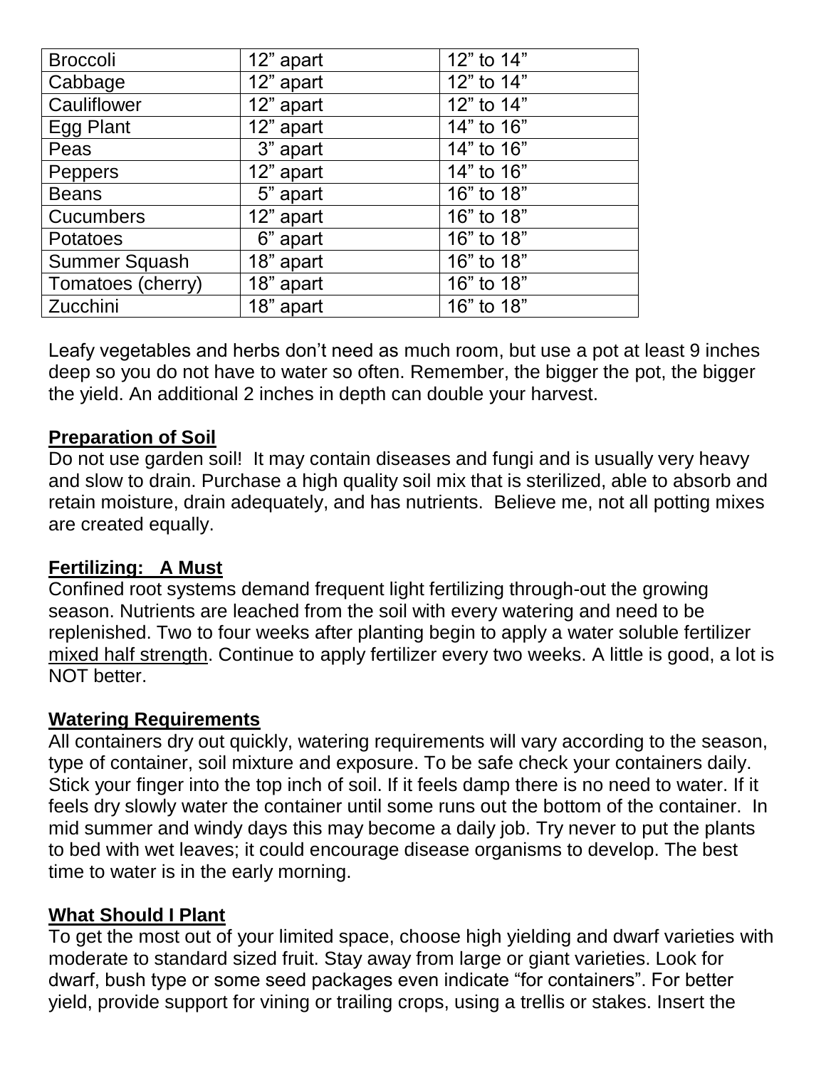| Broccoli | 12” apart | 12” to 14” |
|---|---|---|
| Cabbage | 12” apart | 12” to 14” |
| Cauliflower | 12” apart | 12” to 14” |
| Egg Plant | 12” apart | 14” to 16” |
| Peas | 3” apart | 14” to 16” |
| Peppers | 12” apart | 14” to 16” |
| Beans | 5” apart | 16” to 18” |
| Cucumbers | 12” apart | 16” to 18” |
| Potatoes | 6” apart | 16” to 18” |
| Summer Squash | 18” apart | 16” to 18” |
| Tomatoes (cherry) | 18” apart | 16” to 18” |
| Zucchini | 18” apart | 16” to 18” |

Leafy vegetables and herbs don’t need as much room, but use a pot at least 9 inches deep so you do not have to water so often. Remember, the bigger the pot, the bigger the yield. An additional 2 inches in depth can double your harvest.

**Preparation of Soil**

Do not use garden soil! It may contain diseases and fungi and is usually very heavy and slow to drain. Purchase a high quality soil mix that is sterilized, able to absorb and retain moisture, drain adequately, and has nutrients. Believe me, not all potting mixes are created equally.

**Fertilizing: A Must**

Confined root systems demand frequent light fertilizing through-out the growing season. Nutrients are leached from the soil with every watering and need to be replenished. Two to four weeks after planting begin to apply a water soluble fertilizer mixed half strength. Continue to apply fertilizer every two weeks. A little is good, a lot is NOT better.

**Watering Requirements**

All containers dry out quickly, watering requirements will vary according to the season, type of container, soil mixture and exposure. To be safe check your containers daily. Stick your finger into the top inch of soil. If it feels damp there is no need to water. If it feels dry slowly water the container until some runs out the bottom of the container. In mid summer and windy days this may become a daily job. Try never to put the plants to bed with wet leaves; it could encourage disease organisms to develop. The best time to water is in the early morning.

**What Should I Plant**

To get the most out of your limited space, choose high yielding and dwarf varieties with moderate to standard sized fruit. Stay away from large or giant varieties. Look for dwarf, bush type or some seed packages even indicate “for containers”. For better yield, provide support for vining or trailing crops, using a trellis or stakes. Insert the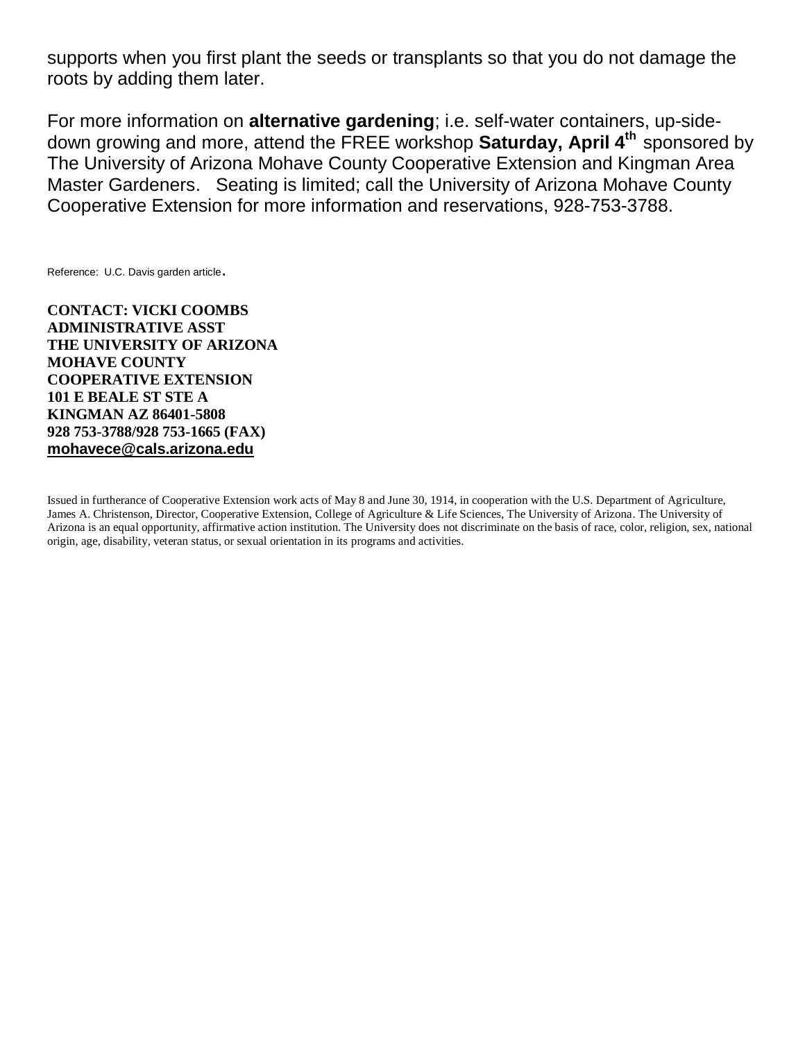supports when you first plant the seeds or transplants so that you do not damage the roots by adding them later.

For more information on **alternative gardening**; i.e. self-water containers, up-side-down growing and more, attend the FREE workshop **Saturday, April 4th** sponsored by The University of Arizona Mohave County Cooperative Extension and Kingman Area Master Gardeners. Seating is limited; call the University of Arizona Mohave County Cooperative Extension for more information and reservations, 928-753-3788.

Reference: U.C. Davis garden article.

**CONTACT: VICKI COOMBS**
**ADMINISTRATIVE ASST**
**THE UNIVERSITY OF ARIZONA**
**MOHAVE COUNTY**
**COOPERATIVE EXTENSION**
**101 E BEALE ST STE A**
**KINGMAN AZ 86401-5808**
**928 753-3788/928 753-1665 (FAX)**
**mohavece@cals.arizona.edu**

Issued in furtherance of Cooperative Extension work acts of May 8 and June 30, 1914, in cooperation with the U.S. Department of Agriculture, James A. Christenson, Director, Cooperative Extension, College of Agriculture & Life Sciences, The University of Arizona. The University of Arizona is an equal opportunity, affirmative action institution. The University does not discriminate on the basis of race, color, religion, sex, national origin, age, disability, veteran status, or sexual orientation in its programs and activities.